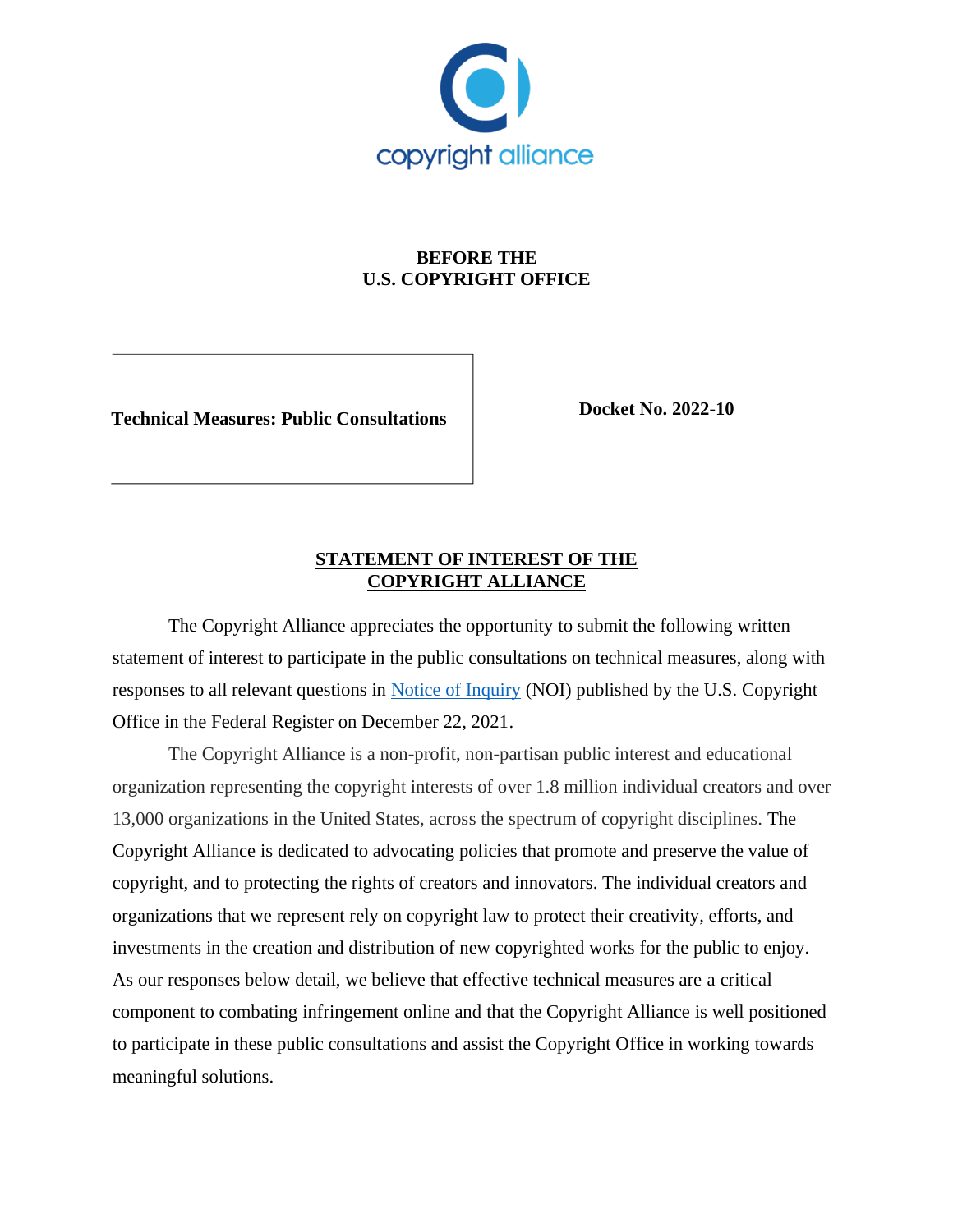copyright alliance

**BEFORE THE**
**U.S. COPYRIGHT OFFICE**

| | |
|---|---|
| **Technical Measures: Public Consultations** | **Docket No. 2022-10** |

## STATEMENT OF INTEREST OF THE COPYRIGHT ALLIANCE

The Copyright Alliance appreciates the opportunity to submit the following written statement of interest to participate in the public consultations on technical measures, along with responses to all relevant questions in [Notice of Inquiry] (NOI) published by the U.S. Copyright Office in the Federal Register on December 22, 2021.

The Copyright Alliance is a non-profit, non-partisan public interest and educational organization representing the copyright interests of over 1.8 million individual creators and over 13,000 organizations in the United States, across the spectrum of copyright disciplines. The Copyright Alliance is dedicated to advocating policies that promote and preserve the value of copyright, and to protecting the rights of creators and innovators. The individual creators and organizations that we represent rely on copyright law to protect their creativity, efforts, and investments in the creation and distribution of new copyrighted works for the public to enjoy. As our responses below detail, we believe that effective technical measures are a critical component to combating infringement online and that the Copyright Alliance is well positioned to participate in these public consultations and assist the Copyright Office in working towards meaningful solutions.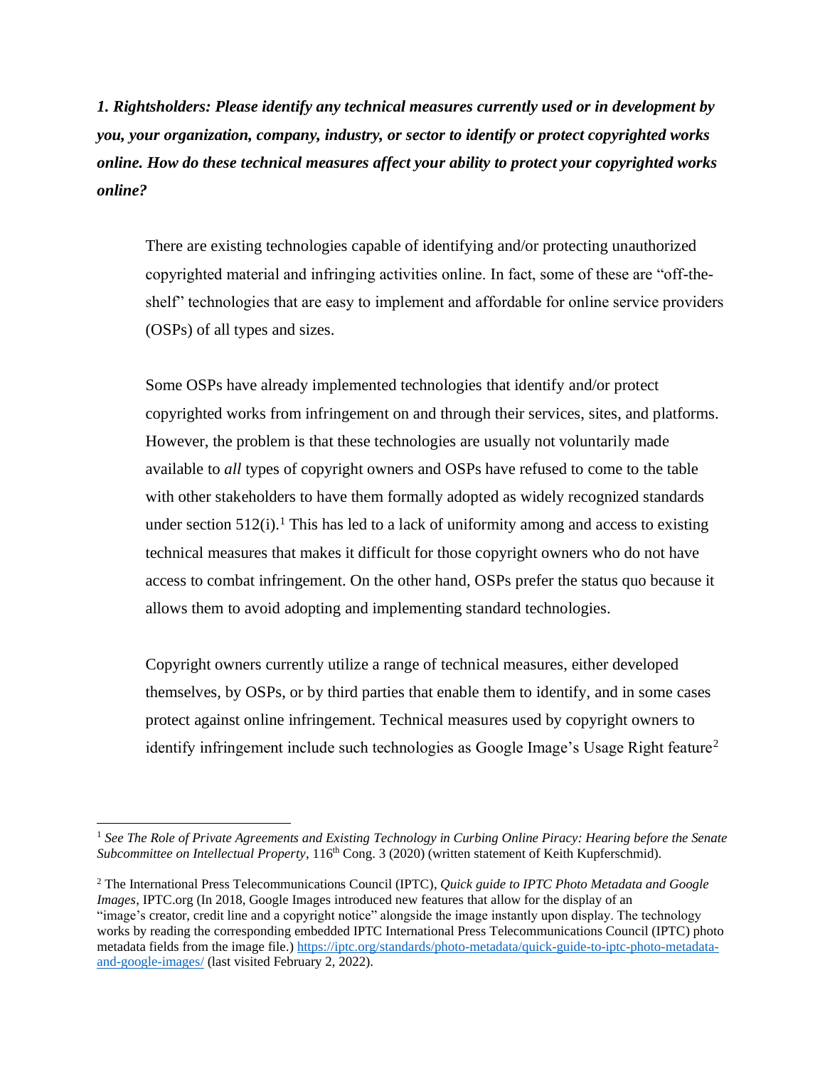***1. Rightsholders: Please identify any technical measures currently used or in development by you, your organization, company, industry, or sector to identify or protect copyrighted works online. How do these technical measures affect your ability to protect your copyrighted works online?***

There are existing technologies capable of identifying and/or protecting unauthorized copyrighted material and infringing activities online. In fact, some of these are "off-the-shelf" technologies that are easy to implement and affordable for online service providers (OSPs) of all types and sizes.

Some OSPs have already implemented technologies that identify and/or protect copyrighted works from infringement on and through their services, sites, and platforms. However, the problem is that these technologies are usually not voluntarily made available to *all* types of copyright owners and OSPs have refused to come to the table with other stakeholders to have them formally adopted as widely recognized standards under section 512(i).[1] This has led to a lack of uniformity among and access to existing technical measures that makes it difficult for those copyright owners who do not have access to combat infringement. On the other hand, OSPs prefer the status quo because it allows them to avoid adopting and implementing standard technologies.

Copyright owners currently utilize a range of technical measures, either developed themselves, by OSPs, or by third parties that enable them to identify, and in some cases protect against online infringement. Technical measures used by copyright owners to identify infringement include such technologies as Google Image's Usage Right feature[2]

---

[1] *See The Role of Private Agreements and Existing Technology in Curbing Online Piracy: Hearing before the Senate Subcommittee on Intellectual Property*, 116th Cong. 3 (2020) (written statement of Keith Kupferschmid).

[2] The International Press Telecommunications Council (IPTC), *Quick guide to IPTC Photo Metadata and Google Images*, IPTC.org (In 2018, Google Images introduced new features that allow for the display of an "image's creator, credit line and a copyright notice" alongside the image instantly upon display. The technology works by reading the corresponding embedded IPTC International Press Telecommunications Council (IPTC) photo metadata fields from the image file.) https://iptc.org/standards/photo-metadata/quick-guide-to-iptc-photo-metadata-and-google-images/ (last visited February 2, 2022).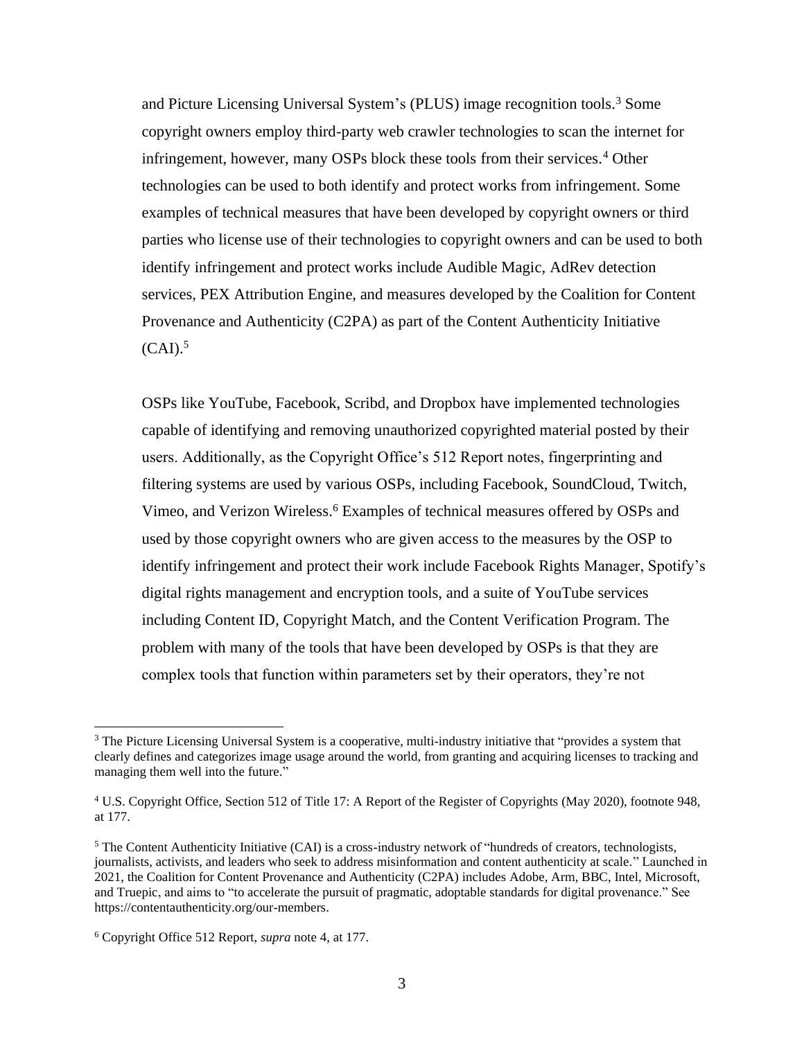and Picture Licensing Universal System's (PLUS) image recognition tools.[3] Some copyright owners employ third-party web crawler technologies to scan the internet for infringement, however, many OSPs block these tools from their services.[4] Other technologies can be used to both identify and protect works from infringement. Some examples of technical measures that have been developed by copyright owners or third parties who license use of their technologies to copyright owners and can be used to both identify infringement and protect works include Audible Magic, AdRev detection services, PEX Attribution Engine, and measures developed by the Coalition for Content Provenance and Authenticity (C2PA) as part of the Content Authenticity Initiative (CAI).[5]

OSPs like YouTube, Facebook, Scribd, and Dropbox have implemented technologies capable of identifying and removing unauthorized copyrighted material posted by their users. Additionally, as the Copyright Office's 512 Report notes, fingerprinting and filtering systems are used by various OSPs, including Facebook, SoundCloud, Twitch, Vimeo, and Verizon Wireless.[6] Examples of technical measures offered by OSPs and used by those copyright owners who are given access to the measures by the OSP to identify infringement and protect their work include Facebook Rights Manager, Spotify's digital rights management and encryption tools, and a suite of YouTube services including Content ID, Copyright Match, and the Content Verification Program. The problem with many of the tools that have been developed by OSPs is that they are complex tools that function within parameters set by their operators, they're not

---

[3] The Picture Licensing Universal System is a cooperative, multi-industry initiative that "provides a system that clearly defines and categorizes image usage around the world, from granting and acquiring licenses to tracking and managing them well into the future."

[4] U.S. Copyright Office, Section 512 of Title 17: A Report of the Register of Copyrights (May 2020), footnote 948, at 177.

[5] The Content Authenticity Initiative (CAI) is a cross-industry network of "hundreds of creators, technologists, journalists, activists, and leaders who seek to address misinformation and content authenticity at scale." Launched in 2021, the Coalition for Content Provenance and Authenticity (C2PA) includes Adobe, Arm, BBC, Intel, Microsoft, and Truepic, and aims to "to accelerate the pursuit of pragmatic, adoptable standards for digital provenance." See https://contentauthenticity.org/our-members.

[6] Copyright Office 512 Report, *supra* note 4, at 177.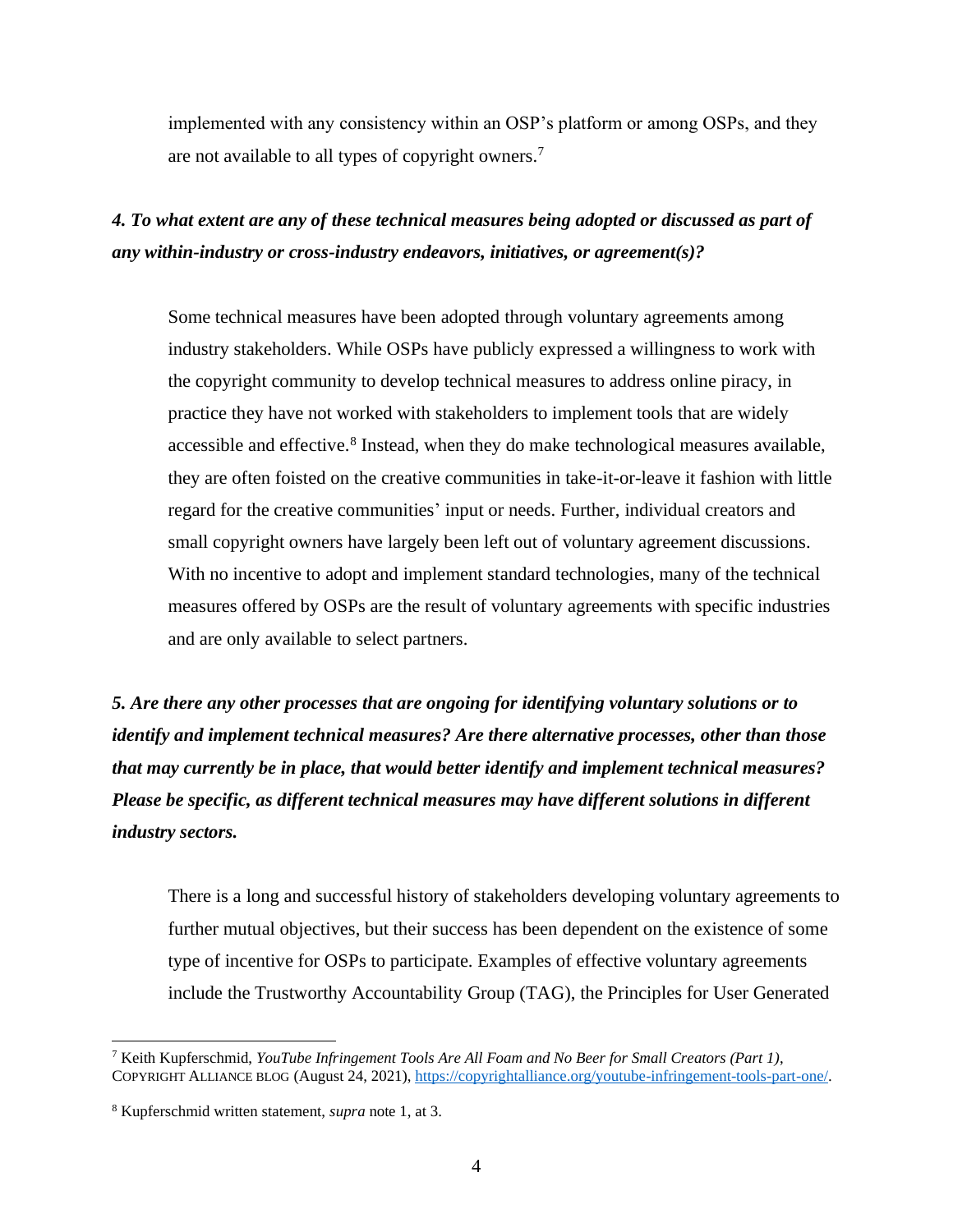implemented with any consistency within an OSP's platform or among OSPs, and they are not available to all types of copyright owners.[7]

***4. To what extent are any of these technical measures being adopted or discussed as part of any within-industry or cross-industry endeavors, initiatives, or agreement(s)?***

Some technical measures have been adopted through voluntary agreements among industry stakeholders. While OSPs have publicly expressed a willingness to work with the copyright community to develop technical measures to address online piracy, in practice they have not worked with stakeholders to implement tools that are widely accessible and effective.[8] Instead, when they do make technological measures available, they are often foisted on the creative communities in take-it-or-leave it fashion with little regard for the creative communities' input or needs. Further, individual creators and small copyright owners have largely been left out of voluntary agreement discussions. With no incentive to adopt and implement standard technologies, many of the technical measures offered by OSPs are the result of voluntary agreements with specific industries and are only available to select partners.

***5. Are there any other processes that are ongoing for identifying voluntary solutions or to identify and implement technical measures? Are there alternative processes, other than those that may currently be in place, that would better identify and implement technical measures? Please be specific, as different technical measures may have different solutions in different industry sectors.***

There is a long and successful history of stakeholders developing voluntary agreements to further mutual objectives, but their success has been dependent on the existence of some type of incentive for OSPs to participate. Examples of effective voluntary agreements include the Trustworthy Accountability Group (TAG), the Principles for User Generated

---

[7] Keith Kupferschmid, *YouTube Infringement Tools Are All Foam and No Beer for Small Creators (Part 1)*, COPYRIGHT ALLIANCE BLOG (August 24, 2021), https://copyrightalliance.org/youtube-infringement-tools-part-one/.

[8] Kupferschmid written statement, *supra* note 1, at 3.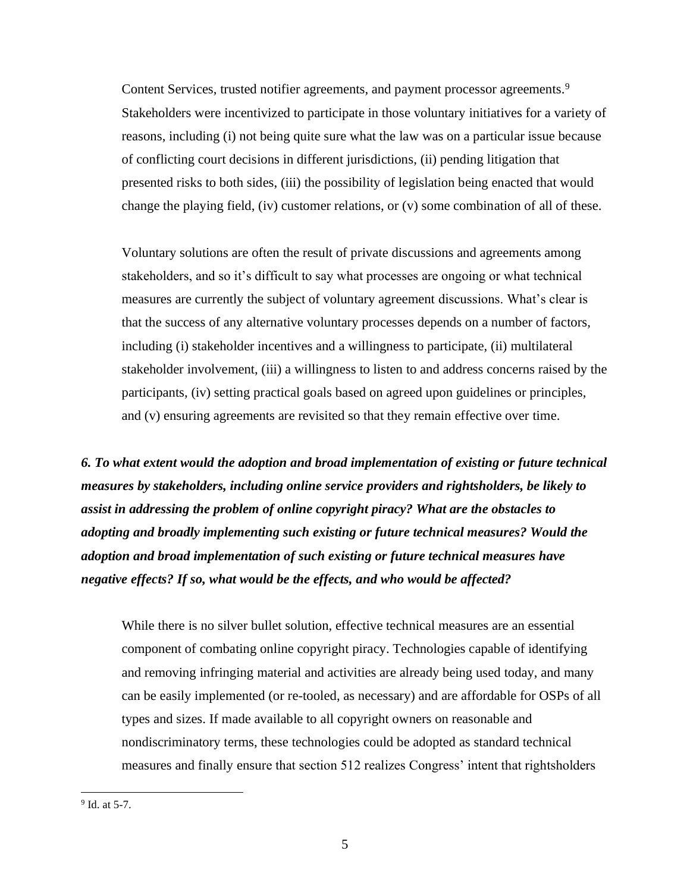Content Services, trusted notifier agreements, and payment processor agreements.[9] Stakeholders were incentivized to participate in those voluntary initiatives for a variety of reasons, including (i) not being quite sure what the law was on a particular issue because of conflicting court decisions in different jurisdictions, (ii) pending litigation that presented risks to both sides, (iii) the possibility of legislation being enacted that would change the playing field, (iv) customer relations, or (v) some combination of all of these.

Voluntary solutions are often the result of private discussions and agreements among stakeholders, and so it's difficult to say what processes are ongoing or what technical measures are currently the subject of voluntary agreement discussions. What's clear is that the success of any alternative voluntary processes depends on a number of factors, including (i) stakeholder incentives and a willingness to participate, (ii) multilateral stakeholder involvement, (iii) a willingness to listen to and address concerns raised by the participants, (iv) setting practical goals based on agreed upon guidelines or principles, and (v) ensuring agreements are revisited so that they remain effective over time.

***6. To what extent would the adoption and broad implementation of existing or future technical measures by stakeholders, including online service providers and rightsholders, be likely to assist in addressing the problem of online copyright piracy? What are the obstacles to adopting and broadly implementing such existing or future technical measures? Would the adoption and broad implementation of such existing or future technical measures have negative effects? If so, what would be the effects, and who would be affected?***

While there is no silver bullet solution, effective technical measures are an essential component of combating online copyright piracy. Technologies capable of identifying and removing infringing material and activities are already being used today, and many can be easily implemented (or re-tooled, as necessary) and are affordable for OSPs of all types and sizes. If made available to all copyright owners on reasonable and nondiscriminatory terms, these technologies could be adopted as standard technical measures and finally ensure that section 512 realizes Congress' intent that rightsholders

---

[9] Id. at 5-7.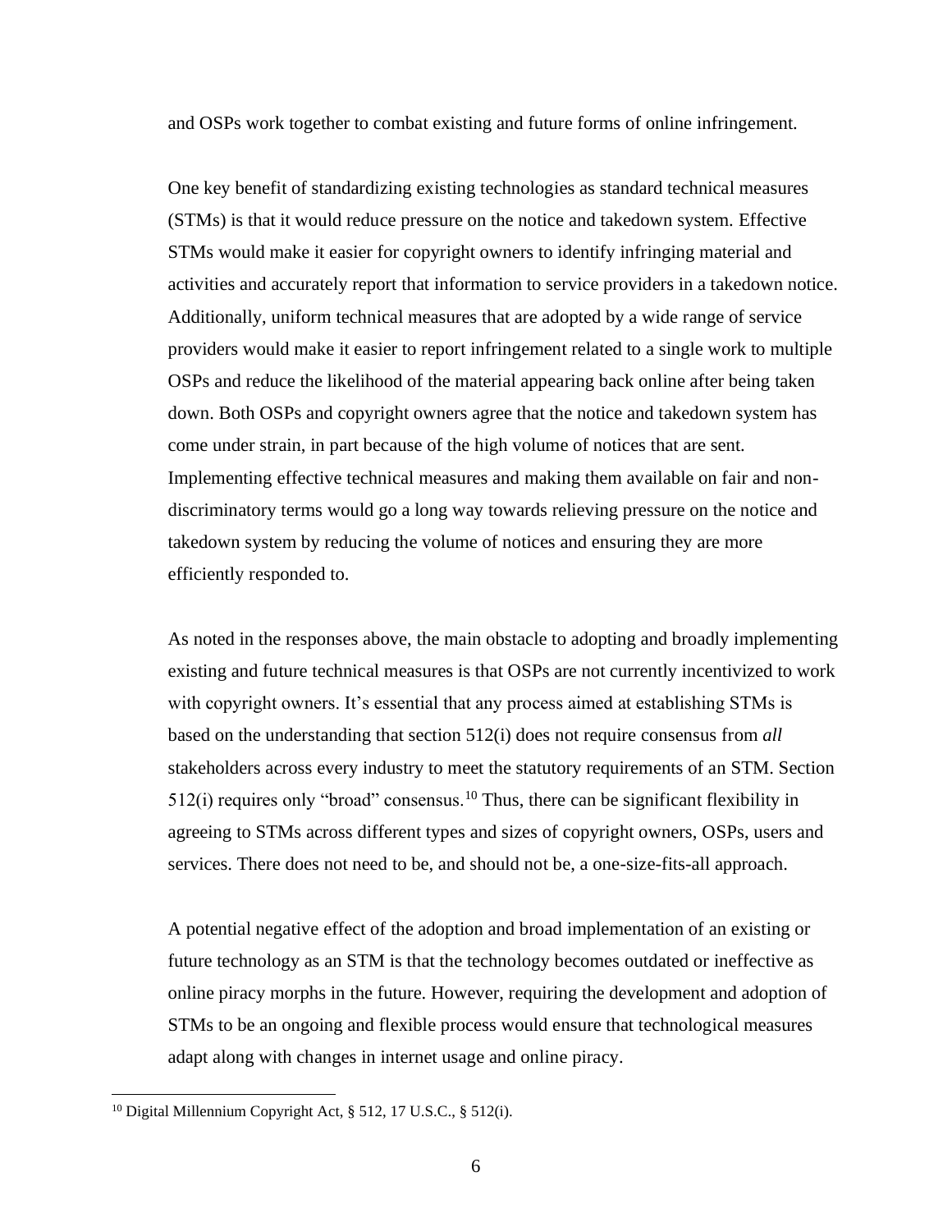and OSPs work together to combat existing and future forms of online infringement.

One key benefit of standardizing existing technologies as standard technical measures (STMs) is that it would reduce pressure on the notice and takedown system. Effective STMs would make it easier for copyright owners to identify infringing material and activities and accurately report that information to service providers in a takedown notice. Additionally, uniform technical measures that are adopted by a wide range of service providers would make it easier to report infringement related to a single work to multiple OSPs and reduce the likelihood of the material appearing back online after being taken down. Both OSPs and copyright owners agree that the notice and takedown system has come under strain, in part because of the high volume of notices that are sent. Implementing effective technical measures and making them available on fair and non-discriminatory terms would go a long way towards relieving pressure on the notice and takedown system by reducing the volume of notices and ensuring they are more efficiently responded to.

As noted in the responses above, the main obstacle to adopting and broadly implementing existing and future technical measures is that OSPs are not currently incentivized to work with copyright owners. It's essential that any process aimed at establishing STMs is based on the understanding that section 512(i) does not require consensus from *all* stakeholders across every industry to meet the statutory requirements of an STM. Section 512(i) requires only "broad" consensus.[10] Thus, there can be significant flexibility in agreeing to STMs across different types and sizes of copyright owners, OSPs, users and services. There does not need to be, and should not be, a one-size-fits-all approach.

A potential negative effect of the adoption and broad implementation of an existing or future technology as an STM is that the technology becomes outdated or ineffective as online piracy morphs in the future. However, requiring the development and adoption of STMs to be an ongoing and flexible process would ensure that technological measures adapt along with changes in internet usage and online piracy.

[10] Digital Millennium Copyright Act, § 512, 17 U.S.C., § 512(i).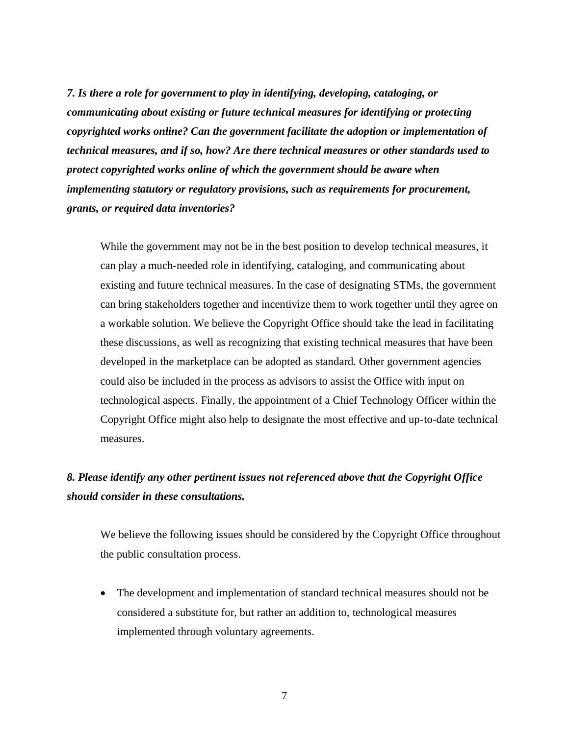***7. Is there a role for government to play in identifying, developing, cataloging, or communicating about existing or future technical measures for identifying or protecting copyrighted works online? Can the government facilitate the adoption or implementation of technical measures, and if so, how? Are there technical measures or other standards used to protect copyrighted works online of which the government should be aware when implementing statutory or regulatory provisions, such as requirements for procurement, grants, or required data inventories?***

While the government may not be in the best position to develop technical measures, it can play a much-needed role in identifying, cataloging, and communicating about existing and future technical measures. In the case of designating STMs, the government can bring stakeholders together and incentivize them to work together until they agree on a workable solution. We believe the Copyright Office should take the lead in facilitating these discussions, as well as recognizing that existing technical measures that have been developed in the marketplace can be adopted as standard. Other government agencies could also be included in the process as advisors to assist the Office with input on technological aspects. Finally, the appointment of a Chief Technology Officer within the Copyright Office might also help to designate the most effective and up-to-date technical measures.

***8. Please identify any other pertinent issues not referenced above that the Copyright Office should consider in these consultations.***

We believe the following issues should be considered by the Copyright Office throughout the public consultation process.

- The development and implementation of standard technical measures should not be considered a substitute for, but rather an addition to, technological measures implemented through voluntary agreements.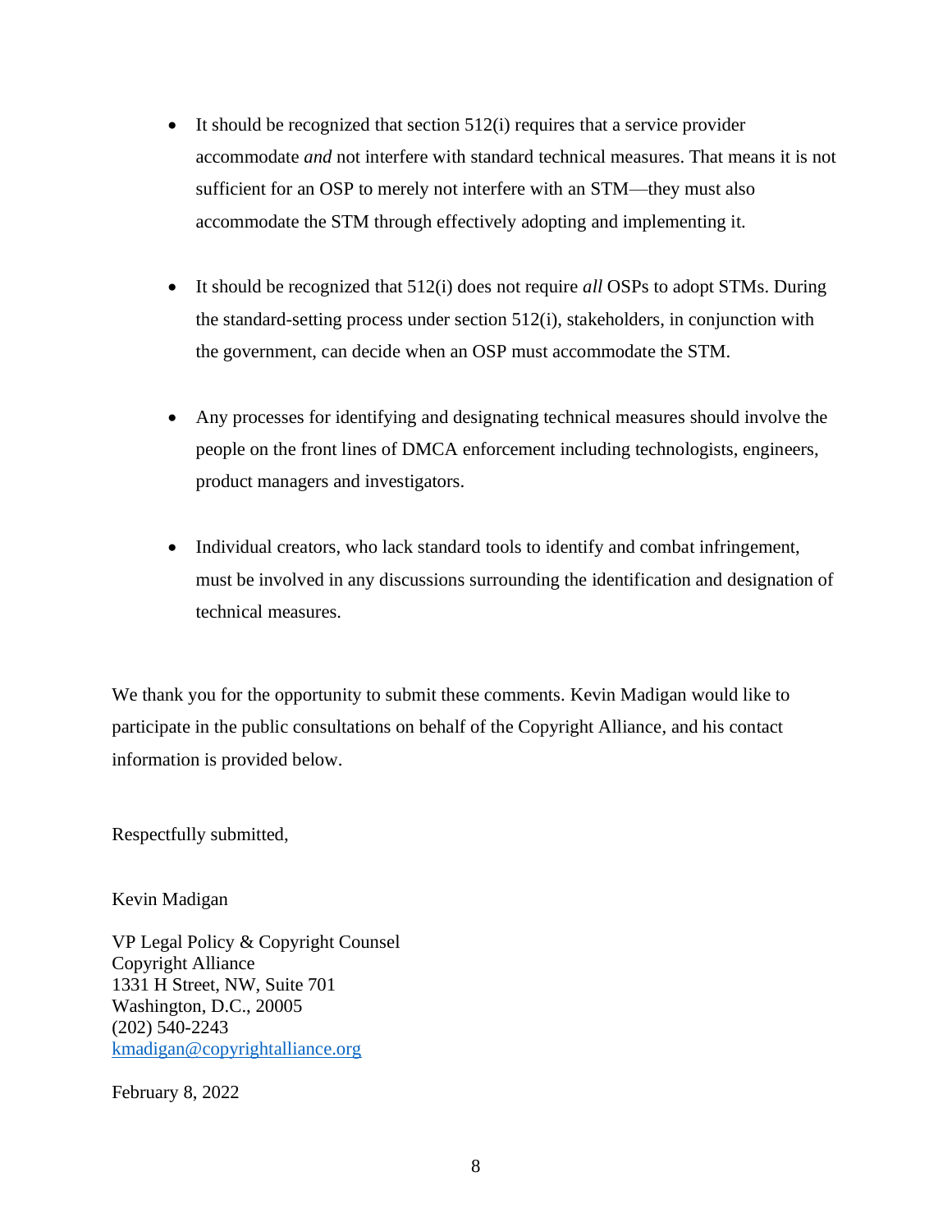- It should be recognized that section 512(i) requires that a service provider accommodate *and* not interfere with standard technical measures. That means it is not sufficient for an OSP to merely not interfere with an STM—they must also accommodate the STM through effectively adopting and implementing it.

- It should be recognized that 512(i) does not require *all* OSPs to adopt STMs. During the standard-setting process under section 512(i), stakeholders, in conjunction with the government, can decide when an OSP must accommodate the STM.

- Any processes for identifying and designating technical measures should involve the people on the front lines of DMCA enforcement including technologists, engineers, product managers and investigators.

- Individual creators, who lack standard tools to identify and combat infringement, must be involved in any discussions surrounding the identification and designation of technical measures.

We thank you for the opportunity to submit these comments. Kevin Madigan would like to participate in the public consultations on behalf of the Copyright Alliance, and his contact information is provided below.

Respectfully submitted,

Kevin Madigan

VP Legal Policy & Copyright Counsel
Copyright Alliance
1331 H Street, NW, Suite 701
Washington, D.C., 20005
(202) 540-2243
kmadigan@copyrightalliance.org

February 8, 2022